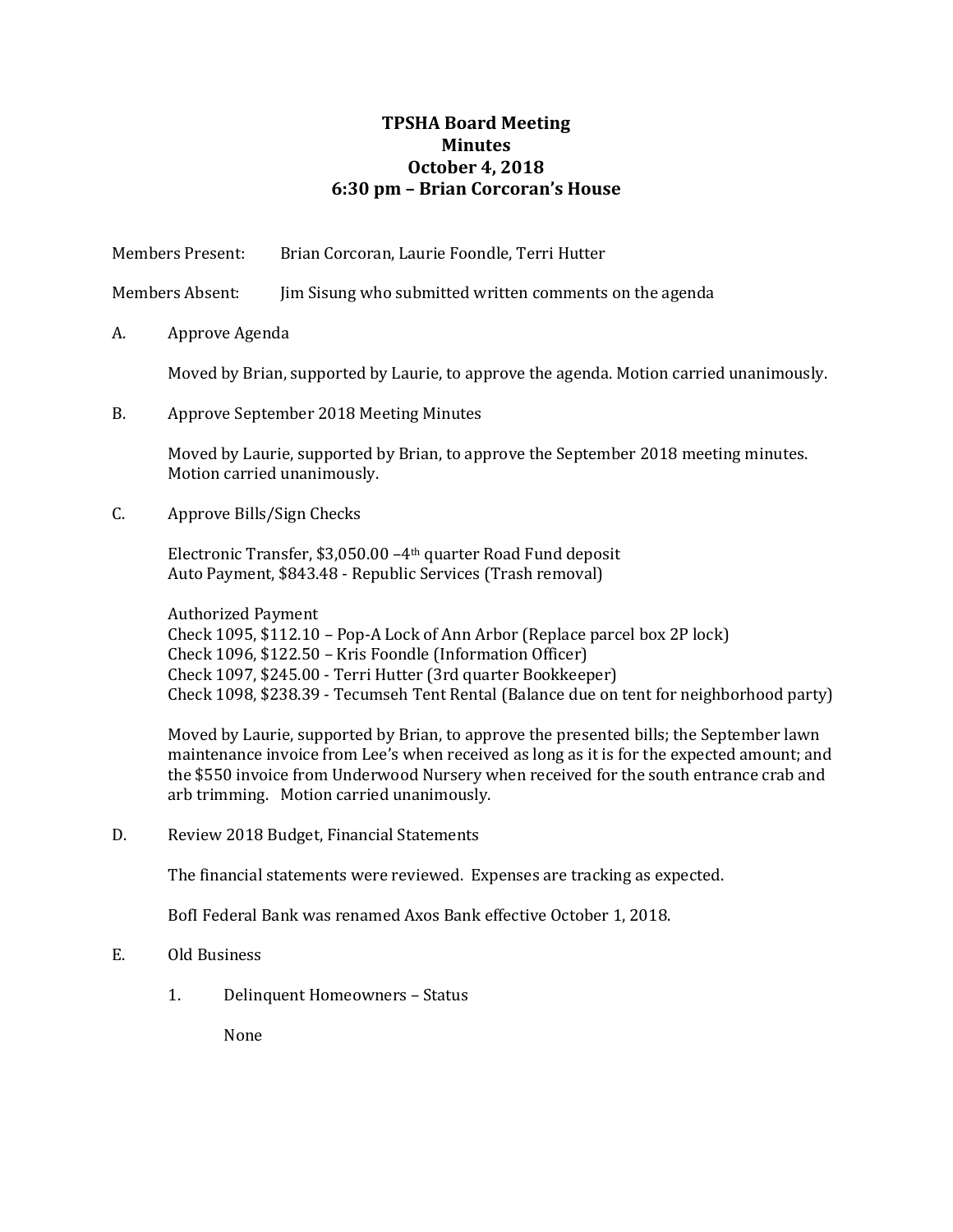# TPSHA Board Meeting
## Minutes
## October 4, 2018
## 6:30 pm – Brian Corcoran's House

Members Present: Brian Corcoran, Laurie Foondle, Terri Hutter

Members Absent: Jim Sisung who submitted written comments on the agenda

A. Approve Agenda

Moved by Brian, supported by Laurie, to approve the agenda. Motion carried unanimously.

B. Approve September 2018 Meeting Minutes

Moved by Laurie, supported by Brian, to approve the September 2018 meeting minutes. Motion carried unanimously.

C. Approve Bills/Sign Checks

Electronic Transfer, $3,050.00 –4th quarter Road Fund deposit
Auto Payment, $843.48 - Republic Services (Trash removal)

Authorized Payment
Check 1095, $112.10 – Pop-A Lock of Ann Arbor (Replace parcel box 2P lock)
Check 1096, $122.50 – Kris Foondle (Information Officer)
Check 1097, $245.00 - Terri Hutter (3rd quarter Bookkeeper)
Check 1098, $238.39 - Tecumseh Tent Rental (Balance due on tent for neighborhood party)

Moved by Laurie, supported by Brian, to approve the presented bills; the September lawn maintenance invoice from Lee's when received as long as it is for the expected amount; and the $550 invoice from Underwood Nursery when received for the south entrance crab and arb trimming. Motion carried unanimously.

D. Review 2018 Budget, Financial Statements

The financial statements were reviewed. Expenses are tracking as expected.

BofI Federal Bank was renamed Axos Bank effective October 1, 2018.

E. Old Business

1. Delinquent Homeowners – Status

None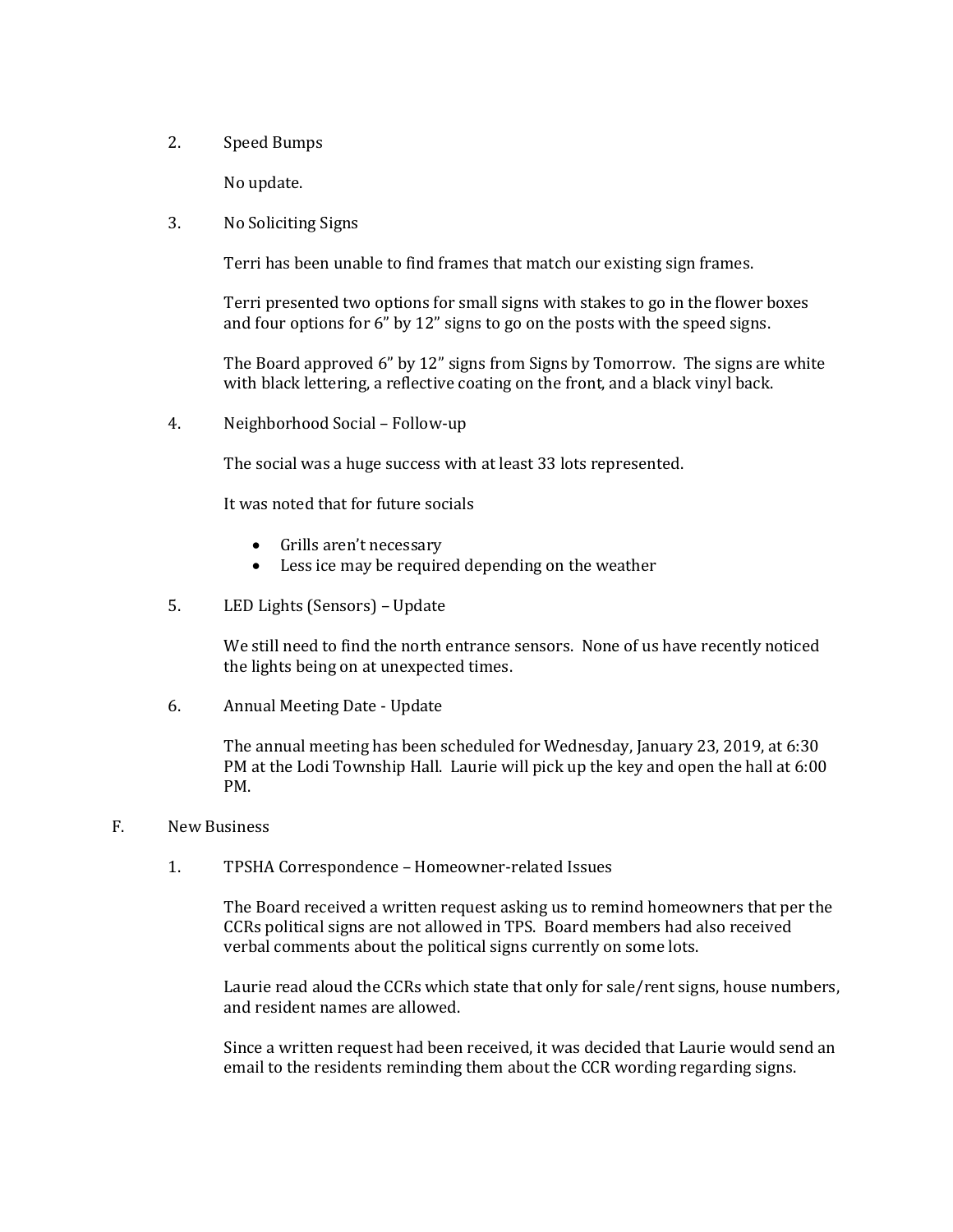2. Speed Bumps

   No update.

3. No Soliciting Signs

   Terri has been unable to find frames that match our existing sign frames.

   Terri presented two options for small signs with stakes to go in the flower boxes and four options for 6" by 12" signs to go on the posts with the speed signs.

   The Board approved 6" by 12" signs from Signs by Tomorrow. The signs are white with black lettering, a reflective coating on the front, and a black vinyl back.

4. Neighborhood Social – Follow-up

   The social was a huge success with at least 33 lots represented.

   It was noted that for future socials

   - Grills aren't necessary
   - Less ice may be required depending on the weather

5. LED Lights (Sensors) – Update

   We still need to find the north entrance sensors. None of us have recently noticed the lights being on at unexpected times.

6. Annual Meeting Date - Update

   The annual meeting has been scheduled for Wednesday, January 23, 2019, at 6:30 PM at the Lodi Township Hall. Laurie will pick up the key and open the hall at 6:00 PM.

F. New Business

1. TPSHA Correspondence – Homeowner-related Issues

   The Board received a written request asking us to remind homeowners that per the CCRs political signs are not allowed in TPS. Board members had also received verbal comments about the political signs currently on some lots.

   Laurie read aloud the CCRs which state that only for sale/rent signs, house numbers, and resident names are allowed.

   Since a written request had been received, it was decided that Laurie would send an email to the residents reminding them about the CCR wording regarding signs.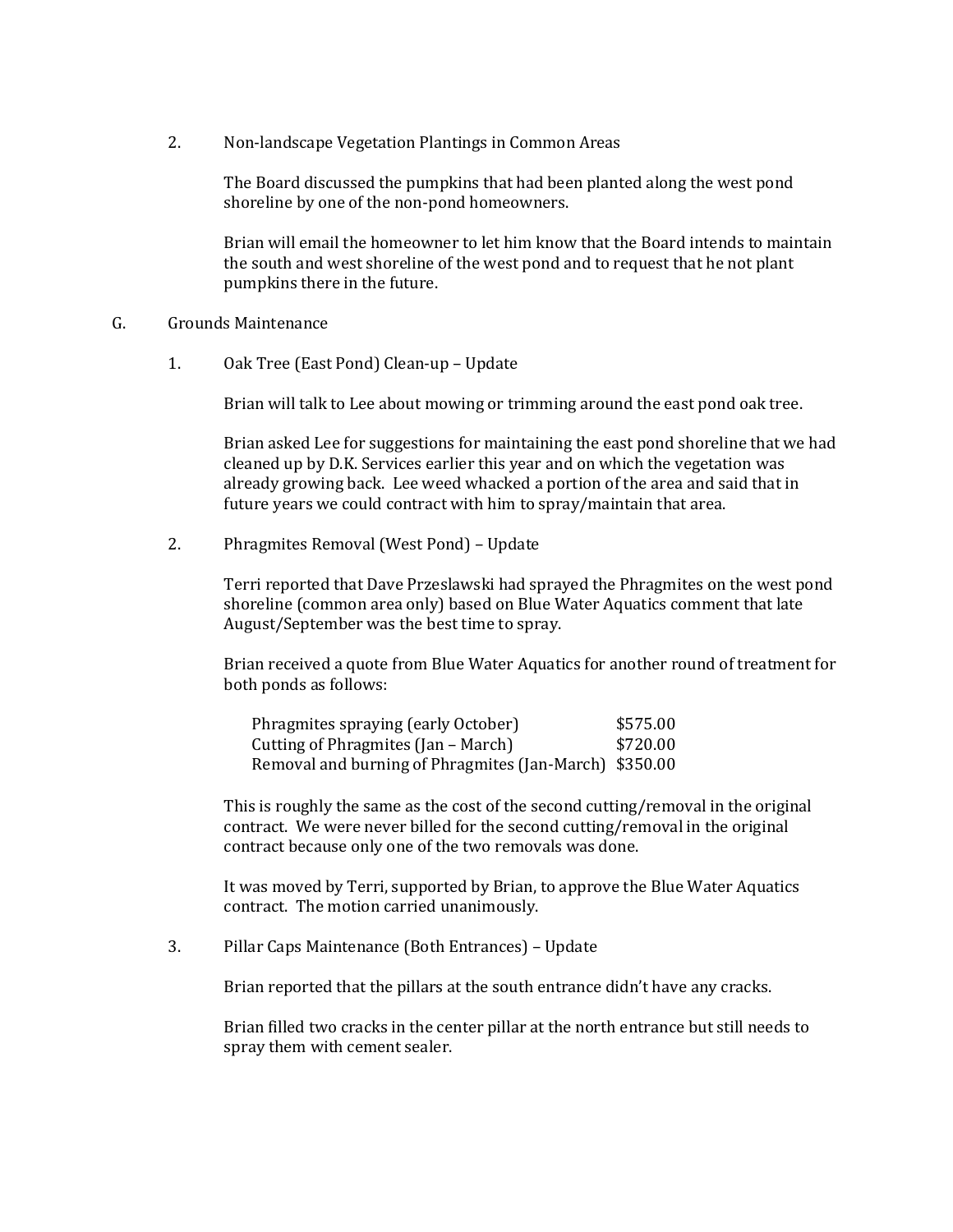2. Non-landscape Vegetation Plantings in Common Areas

   The Board discussed the pumpkins that had been planted along the west pond shoreline by one of the non-pond homeowners.

   Brian will email the homeowner to let him know that the Board intends to maintain the south and west shoreline of the west pond and to request that he not plant pumpkins there in the future.

G. Grounds Maintenance

1. Oak Tree (East Pond) Clean-up – Update

   Brian will talk to Lee about mowing or trimming around the east pond oak tree.

   Brian asked Lee for suggestions for maintaining the east pond shoreline that we had cleaned up by D.K. Services earlier this year and on which the vegetation was already growing back. Lee weed whacked a portion of the area and said that in future years we could contract with him to spray/maintain that area.

2. Phragmites Removal (West Pond) – Update

   Terri reported that Dave Przeslawski had sprayed the Phragmites on the west pond shoreline (common area only) based on Blue Water Aquatics comment that late August/September was the best time to spray.

   Brian received a quote from Blue Water Aquatics for another round of treatment for both ponds as follows:

   | Item | Cost |
   |---|---|
   | Phragmites spraying (early October) | $575.00 |
   | Cutting of Phragmites (Jan – March) | $720.00 |
   | Removal and burning of Phragmites (Jan-March) | $350.00 |

   This is roughly the same as the cost of the second cutting/removal in the original contract. We were never billed for the second cutting/removal in the original contract because only one of the two removals was done.

   It was moved by Terri, supported by Brian, to approve the Blue Water Aquatics contract. The motion carried unanimously.

3. Pillar Caps Maintenance (Both Entrances) – Update

   Brian reported that the pillars at the south entrance didn't have any cracks.

   Brian filled two cracks in the center pillar at the north entrance but still needs to spray them with cement sealer.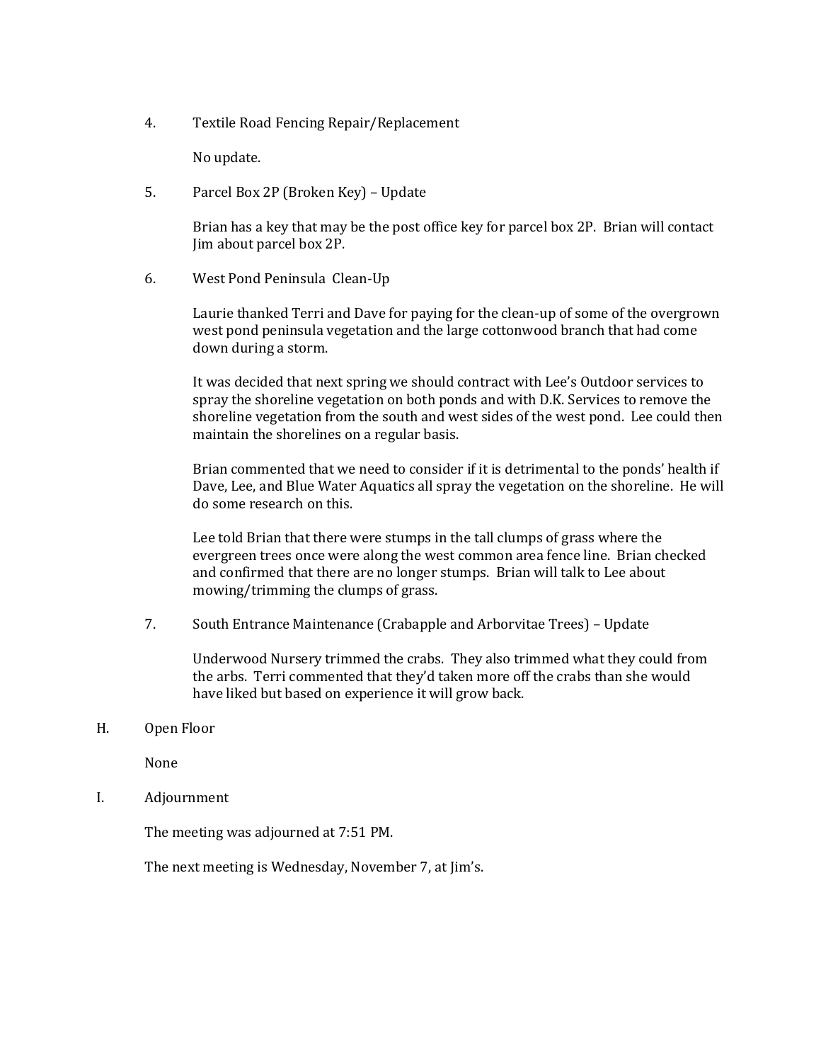4. Textile Road Fencing Repair/Replacement

   No update.

5. Parcel Box 2P (Broken Key) – Update

   Brian has a key that may be the post office key for parcel box 2P. Brian will contact Jim about parcel box 2P.

6. West Pond Peninsula Clean-Up

   Laurie thanked Terri and Dave for paying for the clean-up of some of the overgrown west pond peninsula vegetation and the large cottonwood branch that had come down during a storm.

   It was decided that next spring we should contract with Lee's Outdoor services to spray the shoreline vegetation on both ponds and with D.K. Services to remove the shoreline vegetation from the south and west sides of the west pond. Lee could then maintain the shorelines on a regular basis.

   Brian commented that we need to consider if it is detrimental to the ponds' health if Dave, Lee, and Blue Water Aquatics all spray the vegetation on the shoreline. He will do some research on this.

   Lee told Brian that there were stumps in the tall clumps of grass where the evergreen trees once were along the west common area fence line. Brian checked and confirmed that there are no longer stumps. Brian will talk to Lee about mowing/trimming the clumps of grass.

7. South Entrance Maintenance (Crabapple and Arborvitae Trees) – Update

   Underwood Nursery trimmed the crabs. They also trimmed what they could from the arbs. Terri commented that they'd taken more off the crabs than she would have liked but based on experience it will grow back.

## H. Open Floor

None

## I. Adjournment

The meeting was adjourned at 7:51 PM.

The next meeting is Wednesday, November 7, at Jim's.